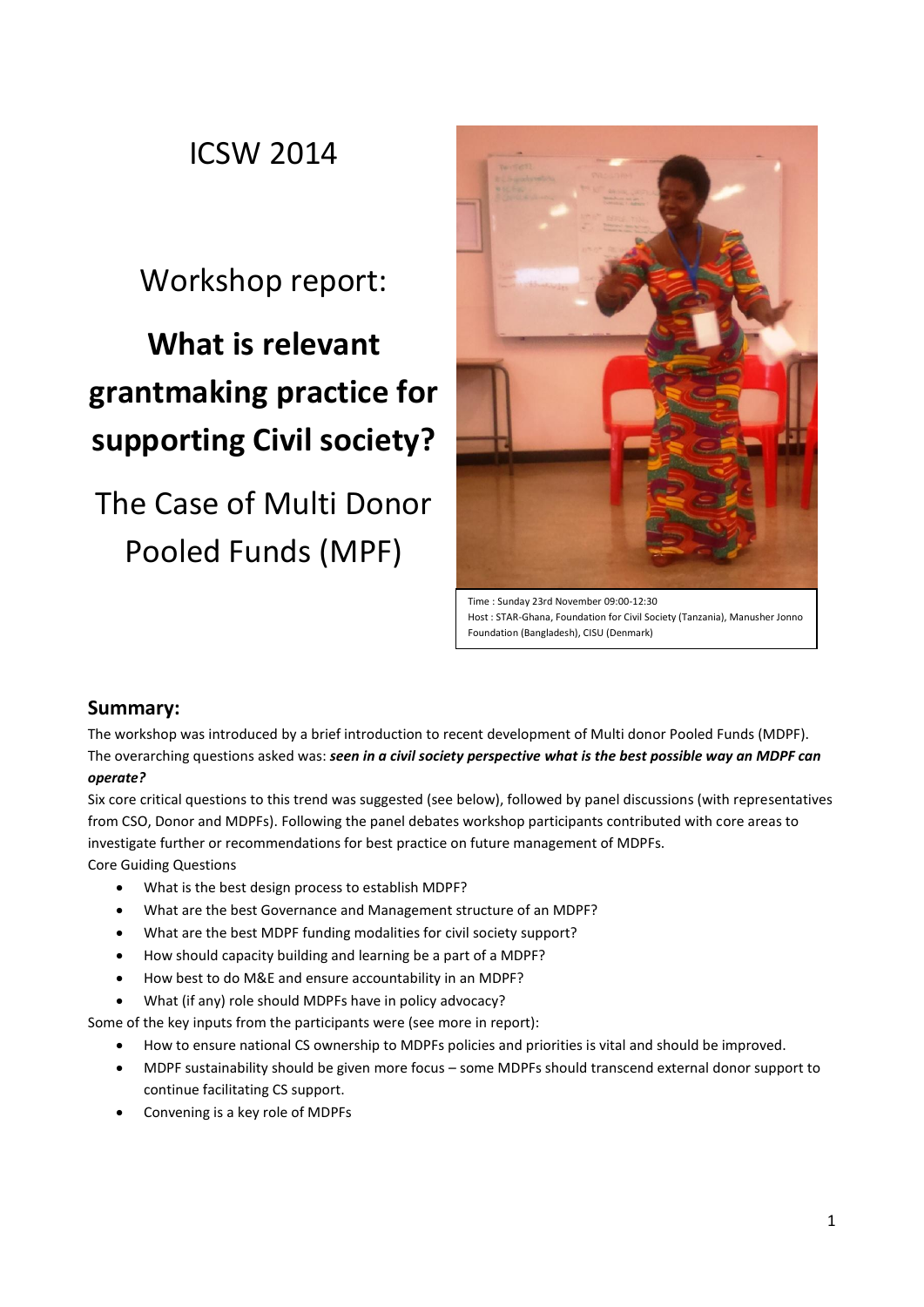ICSW 2014

Workshop report:

# What is relevant grantmaking practice for supporting Civil society?

The Case of Multi Donor Pooled Funds (MPF)

Time : Sunday 23rd November 09:00-12:30
Host : STAR-Ghana, Foundation for Civil Society (Tanzania), Manusher Jonno Foundation (Bangladesh), CISU (Denmark)

## Summary:

The workshop was introduced by a brief introduction to recent development of Multi donor Pooled Funds (MDPF). The overarching questions asked was: ***seen in a civil society perspective what is the best possible way an MDPF can operate?***

Six core critical questions to this trend was suggested (see below), followed by panel discussions (with representatives from CSO, Donor and MDPFs). Following the panel debates workshop participants contributed with core areas to investigate further or recommendations for best practice on future management of MDPFs.

Core Guiding Questions

- What is the best design process to establish MDPF?
- What are the best Governance and Management structure of an MDPF?
- What are the best MDPF funding modalities for civil society support?
- How should capacity building and learning be a part of a MDPF?
- How best to do M&E and ensure accountability in an MDPF?
- What (if any) role should MDPFs have in policy advocacy?

Some of the key inputs from the participants were (see more in report):

- How to ensure national CS ownership to MDPFs policies and priorities is vital and should be improved.
- MDPF sustainability should be given more focus – some MDPFs should transcend external donor support to continue facilitating CS support.
- Convening is a key role of MDPFs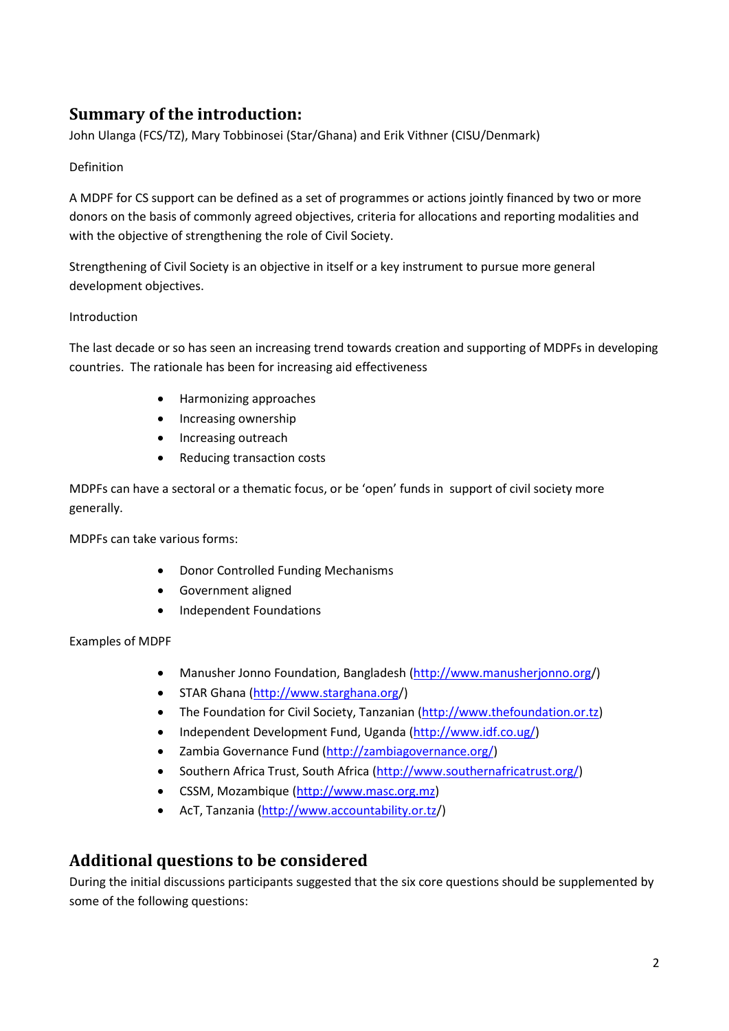## Summary of the introduction:

John Ulanga (FCS/TZ), Mary Tobbinosei (Star/Ghana) and Erik Vithner (CISU/Denmark)

Definition

A MDPF for CS support can be defined as a set of programmes or actions jointly financed by two or more donors on the basis of commonly agreed objectives, criteria for allocations and reporting modalities and with the objective of strengthening the role of Civil Society.

Strengthening of Civil Society is an objective in itself or a key instrument to pursue more general development objectives.

Introduction

The last decade or so has seen an increasing trend towards creation and supporting of MDPFs in developing countries. The rationale has been for increasing aid effectiveness

- Harmonizing approaches
- Increasing ownership
- Increasing outreach
- Reducing transaction costs

MDPFs can have a sectoral or a thematic focus, or be 'open' funds in support of civil society more generally.

MDPFs can take various forms:

- Donor Controlled Funding Mechanisms
- Government aligned
- Independent Foundations

Examples of MDPF

- Manusher Jonno Foundation, Bangladesh (http://www.manusherjonno.org/)
- STAR Ghana (http://www.starghana.org/)
- The Foundation for Civil Society, Tanzanian (http://www.thefoundation.or.tz)
- Independent Development Fund, Uganda (http://www.idf.co.ug/)
- Zambia Governance Fund (http://zambiagovernance.org/)
- Southern Africa Trust, South Africa (http://www.southernafricatrust.org/)
- CSSM, Mozambique (http://www.masc.org.mz)
- AcT, Tanzania (http://www.accountability.or.tz/)

## Additional questions to be considered

During the initial discussions participants suggested that the six core questions should be supplemented by some of the following questions: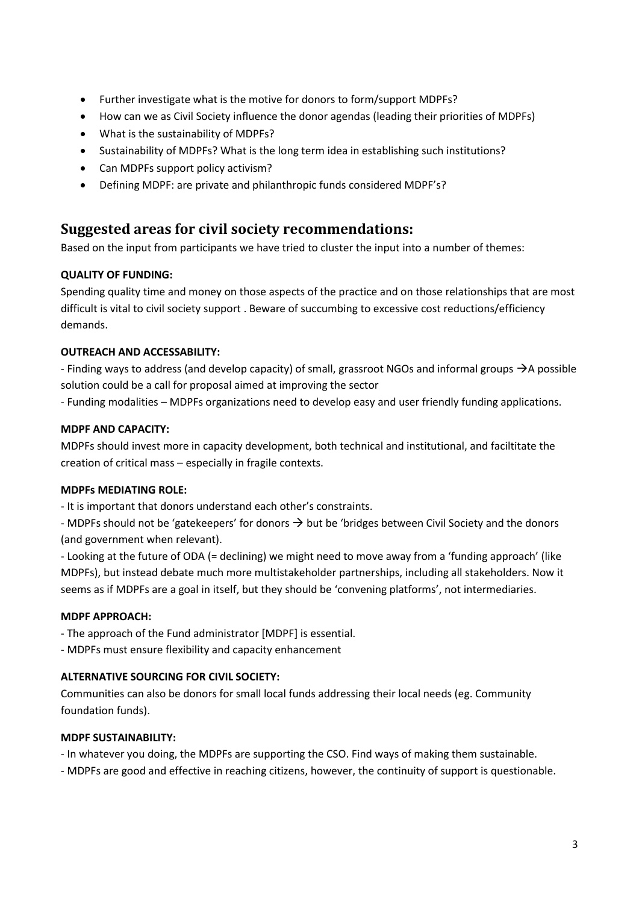- Further investigate what is the motive for donors to form/support MDPFs?
- How can we as Civil Society influence the donor agendas (leading their priorities of MDPFs)
- What is the sustainability of MDPFs?
- Sustainability of MDPFs? What is the long term idea in establishing such institutions?
- Can MDPFs support policy activism?
- Defining MDPF: are private and philanthropic funds considered MDPF's?

## Suggested areas for civil society recommendations:

Based on the input from participants we have tried to cluster the input into a number of themes:

**QUALITY OF FUNDING:**

Spending quality time and money on those aspects of the practice and on those relationships that are most difficult is vital to civil society support . Beware of succumbing to excessive cost reductions/efficiency demands.

**OUTREACH AND ACCESSABILITY:**

- Finding ways to address (and develop capacity) of small, grassroot NGOs and informal groups →A possible solution could be a call for proposal aimed at improving the sector
- Funding modalities – MDPFs organizations need to develop easy and user friendly funding applications.

**MDPF AND CAPACITY:**

MDPFs should invest more in capacity development, both technical and institutional, and faciltitate the creation of critical mass – especially in fragile contexts.

**MDPFs MEDIATING ROLE:**

- It is important that donors understand each other's constraints.
- MDPFs should not be 'gatekeepers' for donors → but be 'bridges between Civil Society and the donors (and government when relevant).
- Looking at the future of ODA (= declining) we might need to move away from a 'funding approach' (like MDPFs), but instead debate much more multistakeholder partnerships, including all stakeholders. Now it seems as if MDPFs are a goal in itself, but they should be 'convening platforms', not intermediaries.

**MDPF APPROACH:**

- The approach of the Fund administrator [MDPF] is essential.
- MDPFs must ensure flexibility and capacity enhancement

**ALTERNATIVE SOURCING FOR CIVIL SOCIETY:**

Communities can also be donors for small local funds addressing their local needs (eg. Community foundation funds).

**MDPF SUSTAINABILITY:**

- In whatever you doing, the MDPFs are supporting the CSO. Find ways of making them sustainable.
- MDPFs are good and effective in reaching citizens, however, the continuity of support is questionable.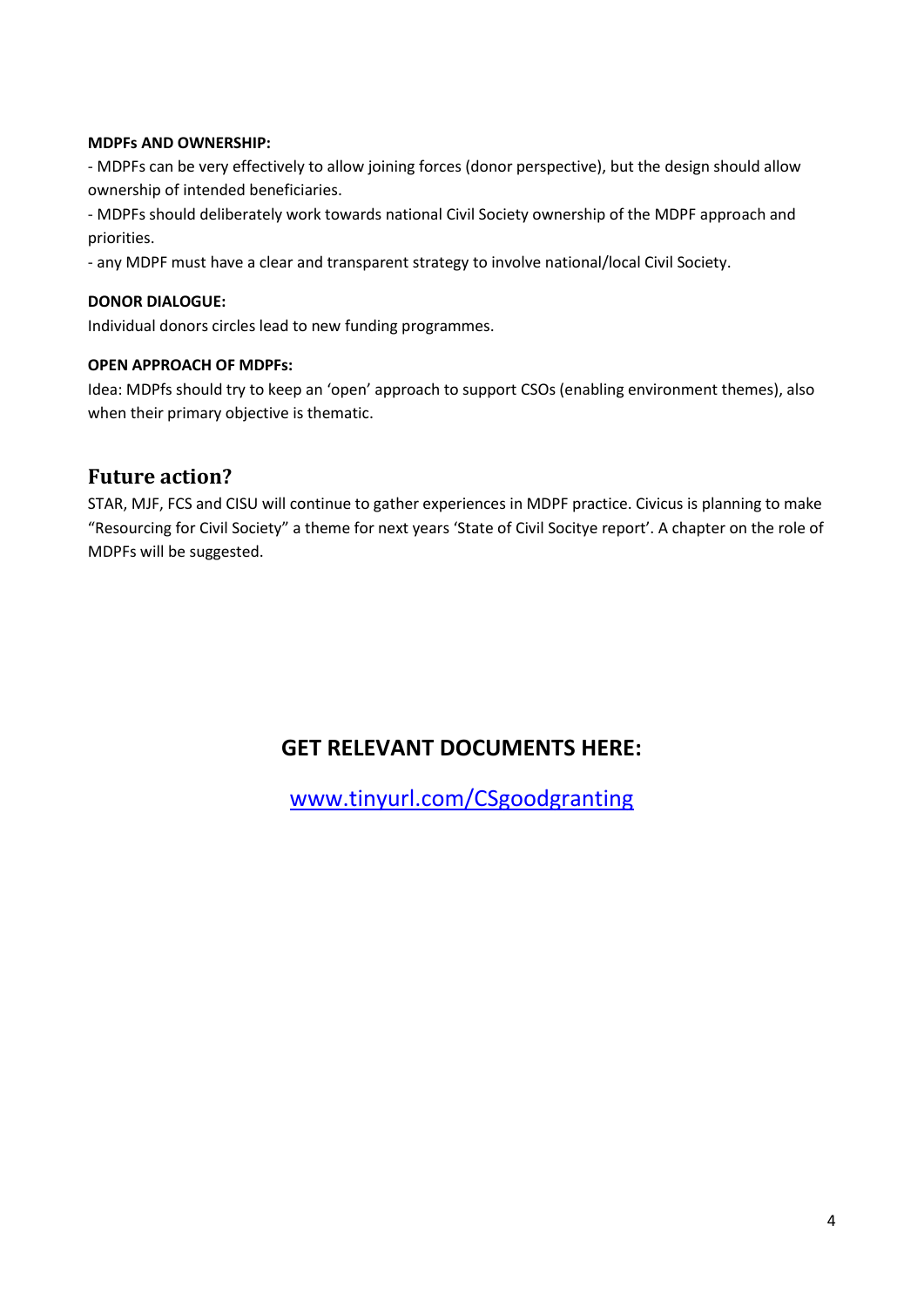**MDPFs AND OWNERSHIP:**

- MDPFs can be very effectively to allow joining forces (donor perspective), but the design should allow ownership of intended beneficiaries.
- MDPFs should deliberately work towards national Civil Society ownership of the MDPF approach and priorities.
- any MDPF must have a clear and transparent strategy to involve national/local Civil Society.

**DONOR DIALOGUE:**

Individual donors circles lead to new funding programmes.

**OPEN APPROACH OF MDPFs:**

Idea: MDPfs should try to keep an 'open' approach to support CSOs (enabling environment themes), also when their primary objective is thematic.

## Future action?

STAR, MJF, FCS and CISU will continue to gather experiences in MDPF practice. Civicus is planning to make "Resourcing for Civil Society" a theme for next years 'State of Civil Socitye report'. A chapter on the role of MDPFs will be suggested.

## GET RELEVANT DOCUMENTS HERE:

[www.tinyurl.com/CSgoodgranting](http://www.tinyurl.com/CSgoodgranting)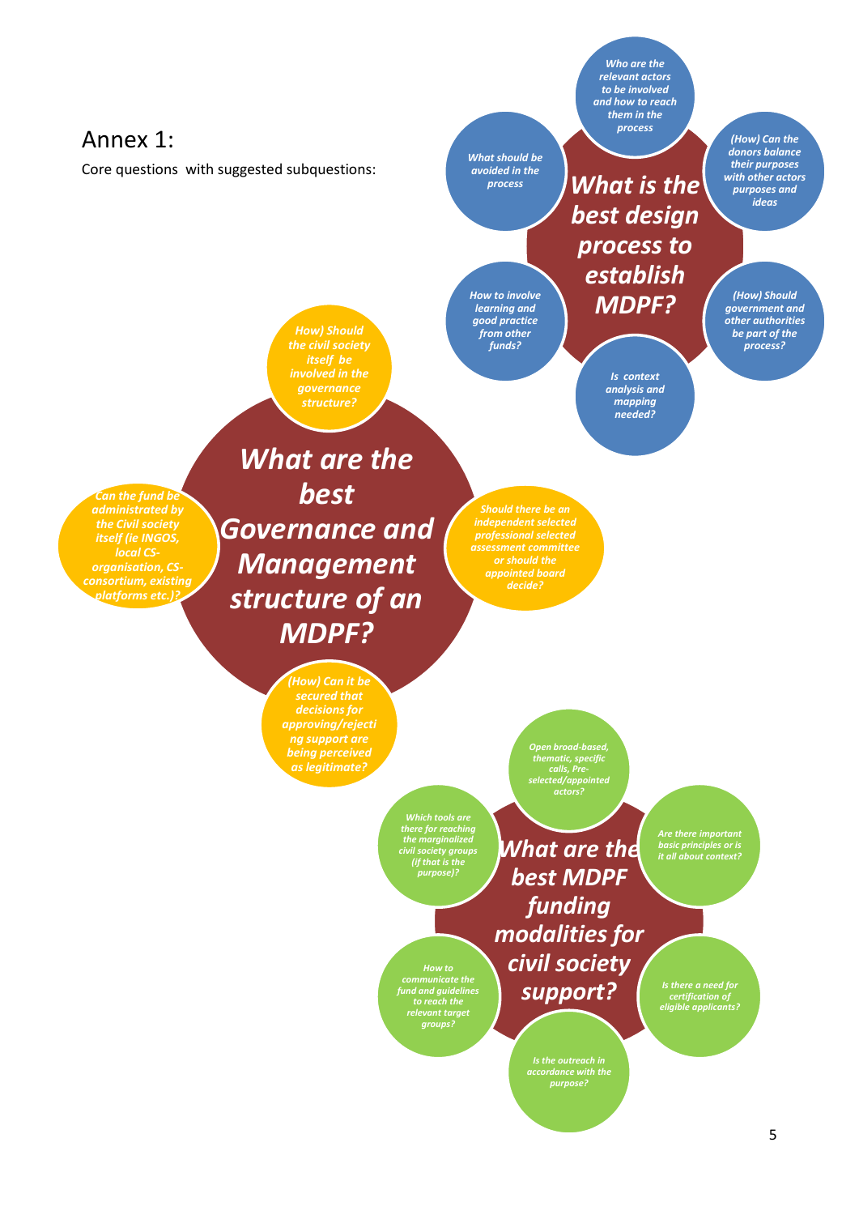# Annex 1:

Core questions with suggested subquestions:

## *What is the best design process to establish MDPF?*

- *Who are the relevant actors to be involved and how to reach them in the process*
- *(How) Can the donors balance their purposes with other actors purposes and ideas*
- *(How) Should government and other authorities be part of the process?*
- *Is context analysis and mapping needed?*
- *How to involve learning and good practice from other funds?*
- *What should be avoided in the process*

## *What are the best Governance and Management structure of an MDPF?*

- *How) Should the civil society itself be involved in the governance structure?*
- *Should there be an independent selected professional selected assessment committee or should the appointed board decide?*
- *(How) Can it be secured that decisions for approving/rejecting support are being perceived as legitimate?*
- *Can the fund be administrated by the Civil society itself (ie INGOS, local CS-organisation, CS-consortium, existing platforms etc.)?*

## *What are the best MDPF funding modalities for civil society support?*

- *Open broad-based, thematic, specific calls, Pre-selected/appointed actors?*
- *Are there important basic principles or is it all about context?*
- *Is there a need for certification of eligible applicants?*
- *Is the outreach in accordance with the purpose?*
- *How to communicate the fund and guidelines to reach the relevant target groups?*
- *Which tools are there for reaching the marginalized civil society groups (if that is the purpose)?*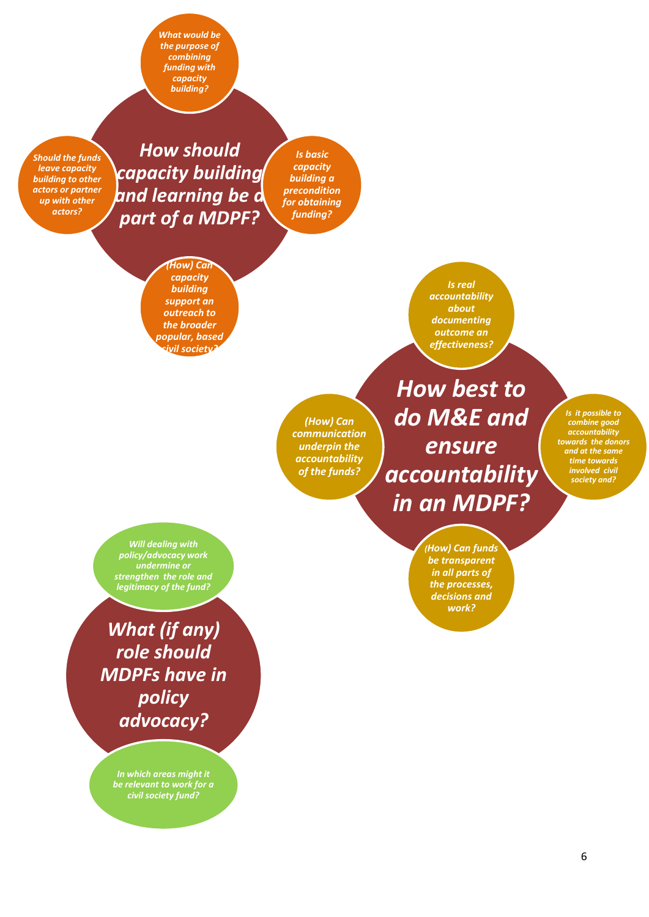## *How should capacity building and learning be a part of a MDPF?*

- *What would be the purpose of combining funding with capacity building?*
- *Is basic capacity building a precondition for obtaining funding?*
- *(How) Can capacity building support an outreach to the broader popular, based civil society?*
- *Should the funds leave capacity building to other actors or partner up with other actors?*

## *How best to do M&E and ensure accountability in an MDPF?*

- *Is real accountability about documenting outcome an effectiveness?*
- *Is it possible to combine good accountability towards the donors and at the same time towards involved civil society and?*
- *(How) Can funds be transparent in all parts of the processes, decisions and work?*
- *(How) Can communication underpin the accountability of the funds?*

## *What (if any) role should MDPFs have in policy advocacy?*

- *Will dealing with policy/advocacy work undermine or strengthen the role and legitimacy of the fund?*
- *In which areas might it be relevant to work for a civil society fund?*